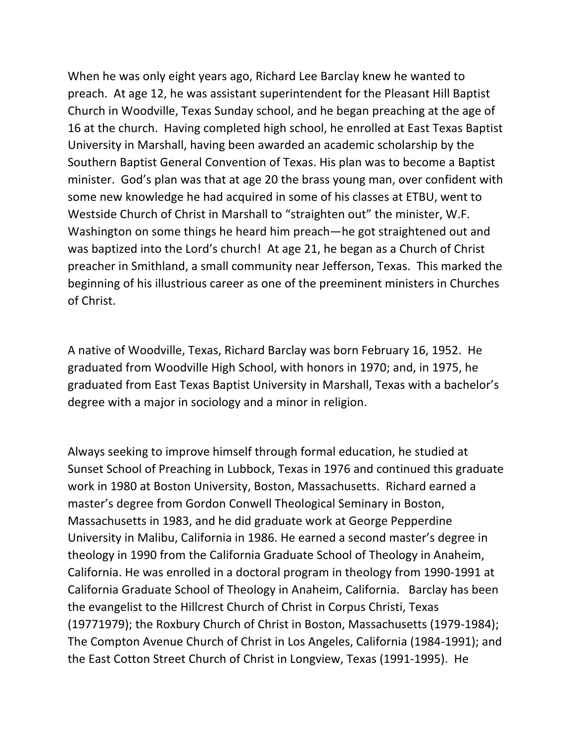When he was only eight years ago, Richard Lee Barclay knew he wanted to preach. At age 12, he was assistant superintendent for the Pleasant Hill Baptist Church in Woodville, Texas Sunday school, and he began preaching at the age of 16 at the church. Having completed high school, he enrolled at East Texas Baptist University in Marshall, having been awarded an academic scholarship by the Southern Baptist General Convention of Texas. His plan was to become a Baptist minister. God's plan was that at age 20 the brass young man, over confident with some new knowledge he had acquired in some of his classes at ETBU, went to Westside Church of Christ in Marshall to "straighten out" the minister, W.F. Washington on some things he heard him preach—he got straightened out and was baptized into the Lord's church! At age 21, he began as a Church of Christ preacher in Smithland, a small community near Jefferson, Texas. This marked the beginning of his illustrious career as one of the preeminent ministers in Churches of Christ.

A native of Woodville, Texas, Richard Barclay was born February 16, 1952. He graduated from Woodville High School, with honors in 1970; and, in 1975, he graduated from East Texas Baptist University in Marshall, Texas with a bachelor's degree with a major in sociology and a minor in religion.

Always seeking to improve himself through formal education, he studied at Sunset School of Preaching in Lubbock, Texas in 1976 and continued this graduate work in 1980 at Boston University, Boston, Massachusetts. Richard earned a master's degree from Gordon Conwell Theological Seminary in Boston, Massachusetts in 1983, and he did graduate work at George Pepperdine University in Malibu, California in 1986. He earned a second master's degree in theology in 1990 from the California Graduate School of Theology in Anaheim, California. He was enrolled in a doctoral program in theology from 1990-1991 at California Graduate School of Theology in Anaheim, California. Barclay has been the evangelist to the Hillcrest Church of Christ in Corpus Christi, Texas (19771979); the Roxbury Church of Christ in Boston, Massachusetts (1979-1984); The Compton Avenue Church of Christ in Los Angeles, California (1984-1991); and the East Cotton Street Church of Christ in Longview, Texas (1991-1995). He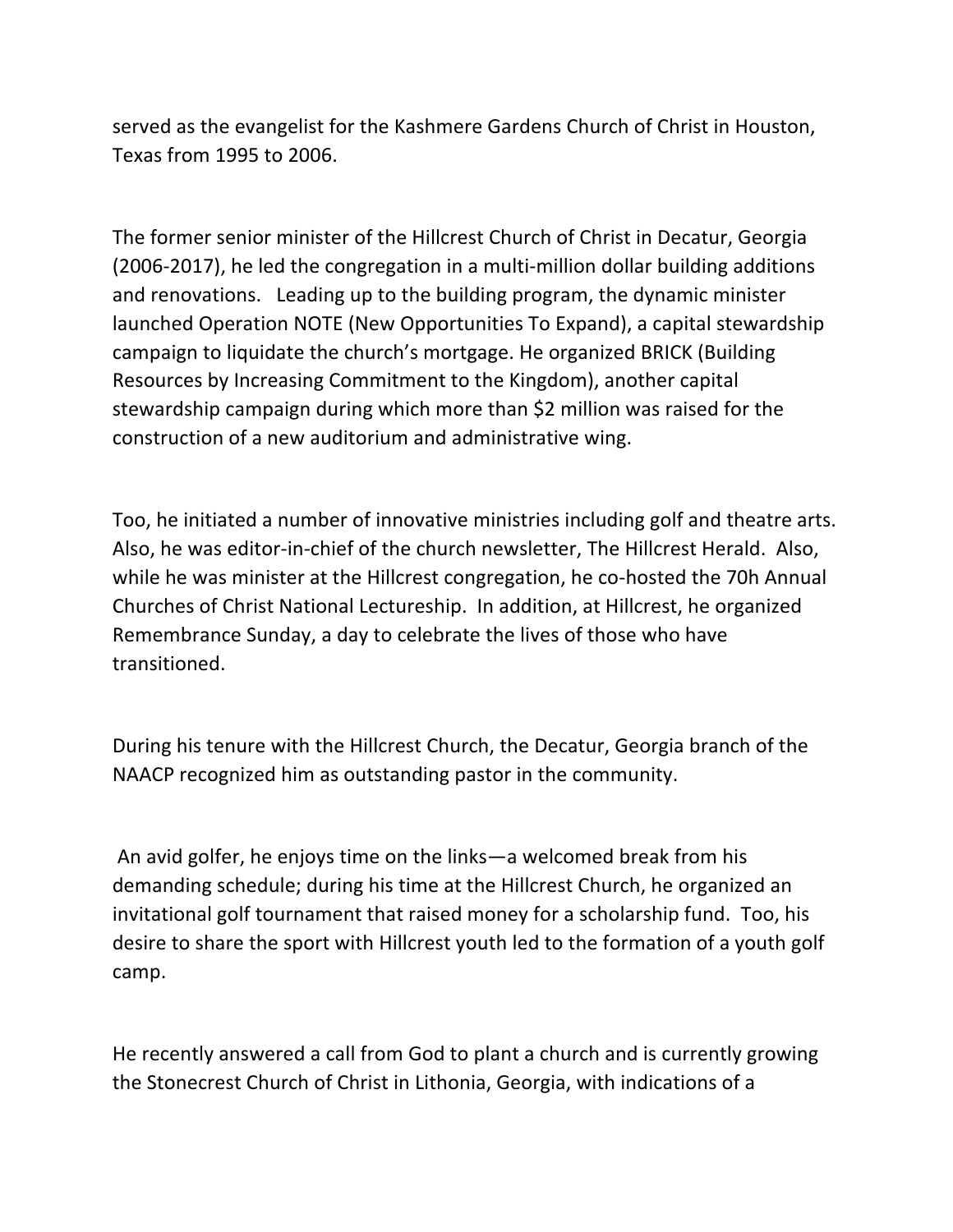served as the evangelist for the Kashmere Gardens Church of Christ in Houston, Texas from 1995 to 2006.

The former senior minister of the Hillcrest Church of Christ in Decatur, Georgia (2006-2017), he led the congregation in a multi-million dollar building additions and renovations. Leading up to the building program, the dynamic minister launched Operation NOTE (New Opportunities To Expand), a capital stewardship campaign to liquidate the church's mortgage. He organized BRICK (Building Resources by Increasing Commitment to the Kingdom), another capital stewardship campaign during which more than $2 million was raised for the construction of a new auditorium and administrative wing.

Too, he initiated a number of innovative ministries including golf and theatre arts. Also, he was editor-in-chief of the church newsletter, The Hillcrest Herald. Also, while he was minister at the Hillcrest congregation, he co-hosted the 70h Annual Churches of Christ National Lectureship. In addition, at Hillcrest, he organized Remembrance Sunday, a day to celebrate the lives of those who have transitioned.

During his tenure with the Hillcrest Church, the Decatur, Georgia branch of the NAACP recognized him as outstanding pastor in the community.

An avid golfer, he enjoys time on the links—a welcomed break from his demanding schedule; during his time at the Hillcrest Church, he organized an invitational golf tournament that raised money for a scholarship fund. Too, his desire to share the sport with Hillcrest youth led to the formation of a youth golf camp.

He recently answered a call from God to plant a church and is currently growing the Stonecrest Church of Christ in Lithonia, Georgia, with indications of a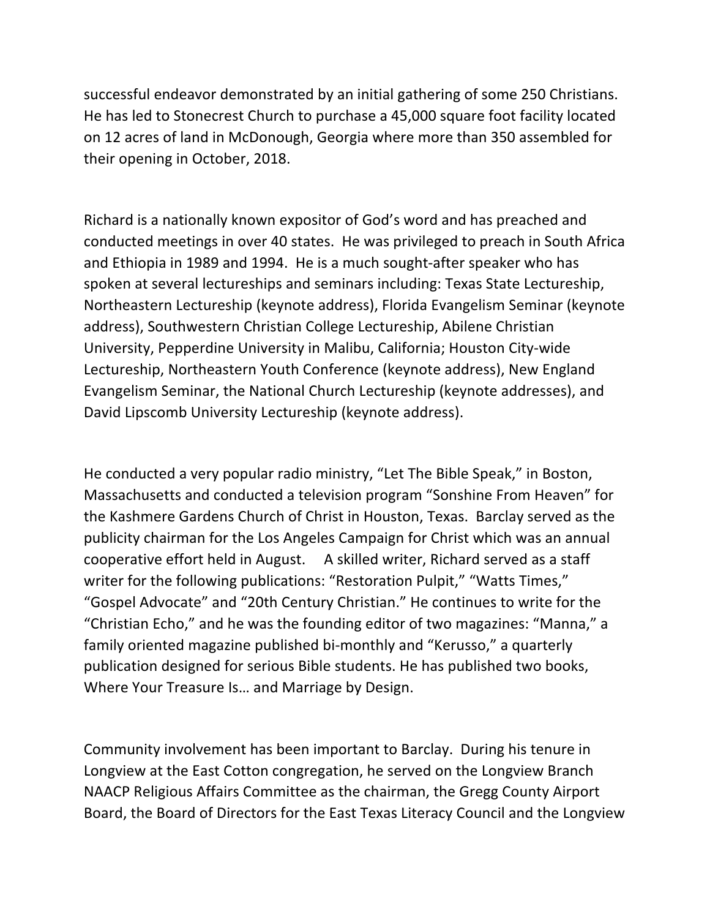successful endeavor demonstrated by an initial gathering of some 250 Christians. He has led to Stonecrest Church to purchase a 45,000 square foot facility located on 12 acres of land in McDonough, Georgia where more than 350 assembled for their opening in October, 2018.

Richard is a nationally known expositor of God's word and has preached and conducted meetings in over 40 states. He was privileged to preach in South Africa and Ethiopia in 1989 and 1994. He is a much sought-after speaker who has spoken at several lectureships and seminars including: Texas State Lectureship, Northeastern Lectureship (keynote address), Florida Evangelism Seminar (keynote address), Southwestern Christian College Lectureship, Abilene Christian University, Pepperdine University in Malibu, California; Houston City-wide Lectureship, Northeastern Youth Conference (keynote address), New England Evangelism Seminar, the National Church Lectureship (keynote addresses), and David Lipscomb University Lectureship (keynote address).

He conducted a very popular radio ministry, "Let The Bible Speak," in Boston, Massachusetts and conducted a television program "Sonshine From Heaven" for the Kashmere Gardens Church of Christ in Houston, Texas. Barclay served as the publicity chairman for the Los Angeles Campaign for Christ which was an annual cooperative effort held in August. A skilled writer, Richard served as a staff writer for the following publications: "Restoration Pulpit," "Watts Times," "Gospel Advocate" and "20th Century Christian." He continues to write for the "Christian Echo," and he was the founding editor of two magazines: "Manna," a family oriented magazine published bi-monthly and "Kerusso," a quarterly publication designed for serious Bible students. He has published two books, Where Your Treasure Is… and Marriage by Design.

Community involvement has been important to Barclay. During his tenure in Longview at the East Cotton congregation, he served on the Longview Branch NAACP Religious Affairs Committee as the chairman, the Gregg County Airport Board, the Board of Directors for the East Texas Literacy Council and the Longview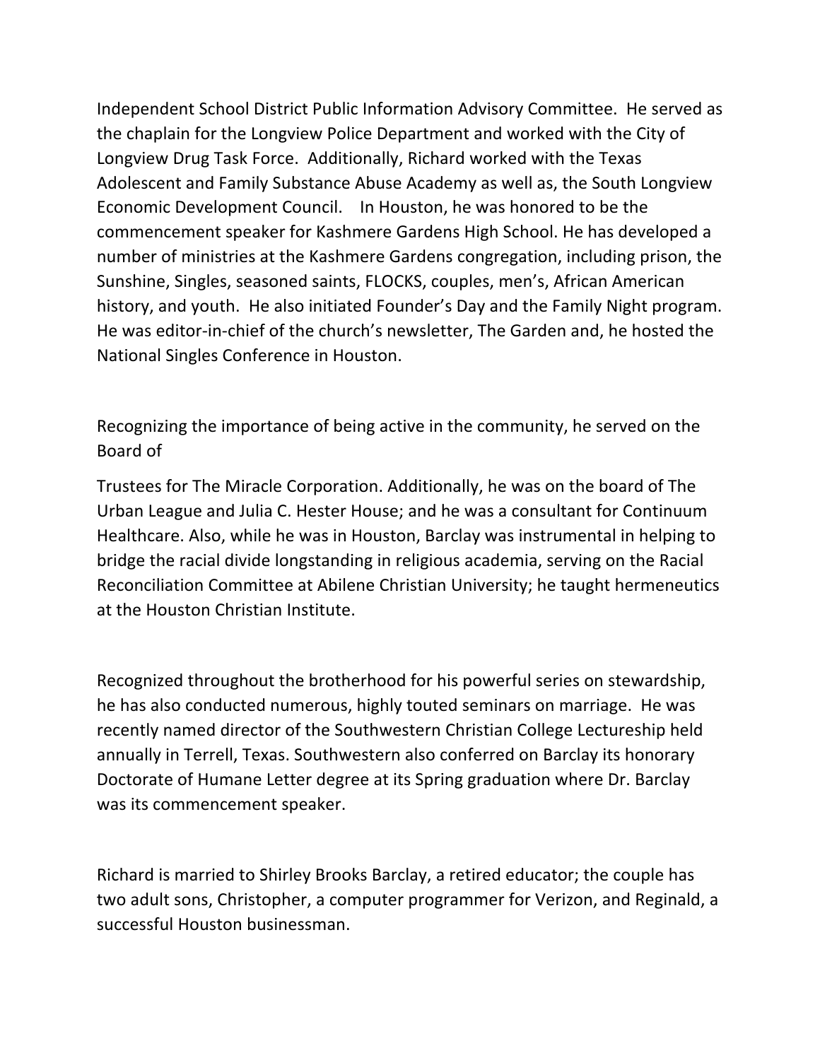Independent School District Public Information Advisory Committee. He served as the chaplain for the Longview Police Department and worked with the City of Longview Drug Task Force. Additionally, Richard worked with the Texas Adolescent and Family Substance Abuse Academy as well as, the South Longview Economic Development Council. In Houston, he was honored to be the commencement speaker for Kashmere Gardens High School. He has developed a number of ministries at the Kashmere Gardens congregation, including prison, the Sunshine, Singles, seasoned saints, FLOCKS, couples, men's, African American history, and youth. He also initiated Founder's Day and the Family Night program. He was editor-in-chief of the church's newsletter, The Garden and, he hosted the National Singles Conference in Houston.

Recognizing the importance of being active in the community, he served on the Board of

Trustees for The Miracle Corporation. Additionally, he was on the board of The Urban League and Julia C. Hester House; and he was a consultant for Continuum Healthcare. Also, while he was in Houston, Barclay was instrumental in helping to bridge the racial divide longstanding in religious academia, serving on the Racial Reconciliation Committee at Abilene Christian University; he taught hermeneutics at the Houston Christian Institute.

Recognized throughout the brotherhood for his powerful series on stewardship, he has also conducted numerous, highly touted seminars on marriage. He was recently named director of the Southwestern Christian College Lectureship held annually in Terrell, Texas. Southwestern also conferred on Barclay its honorary Doctorate of Humane Letter degree at its Spring graduation where Dr. Barclay was its commencement speaker.

Richard is married to Shirley Brooks Barclay, a retired educator; the couple has two adult sons, Christopher, a computer programmer for Verizon, and Reginald, a successful Houston businessman.